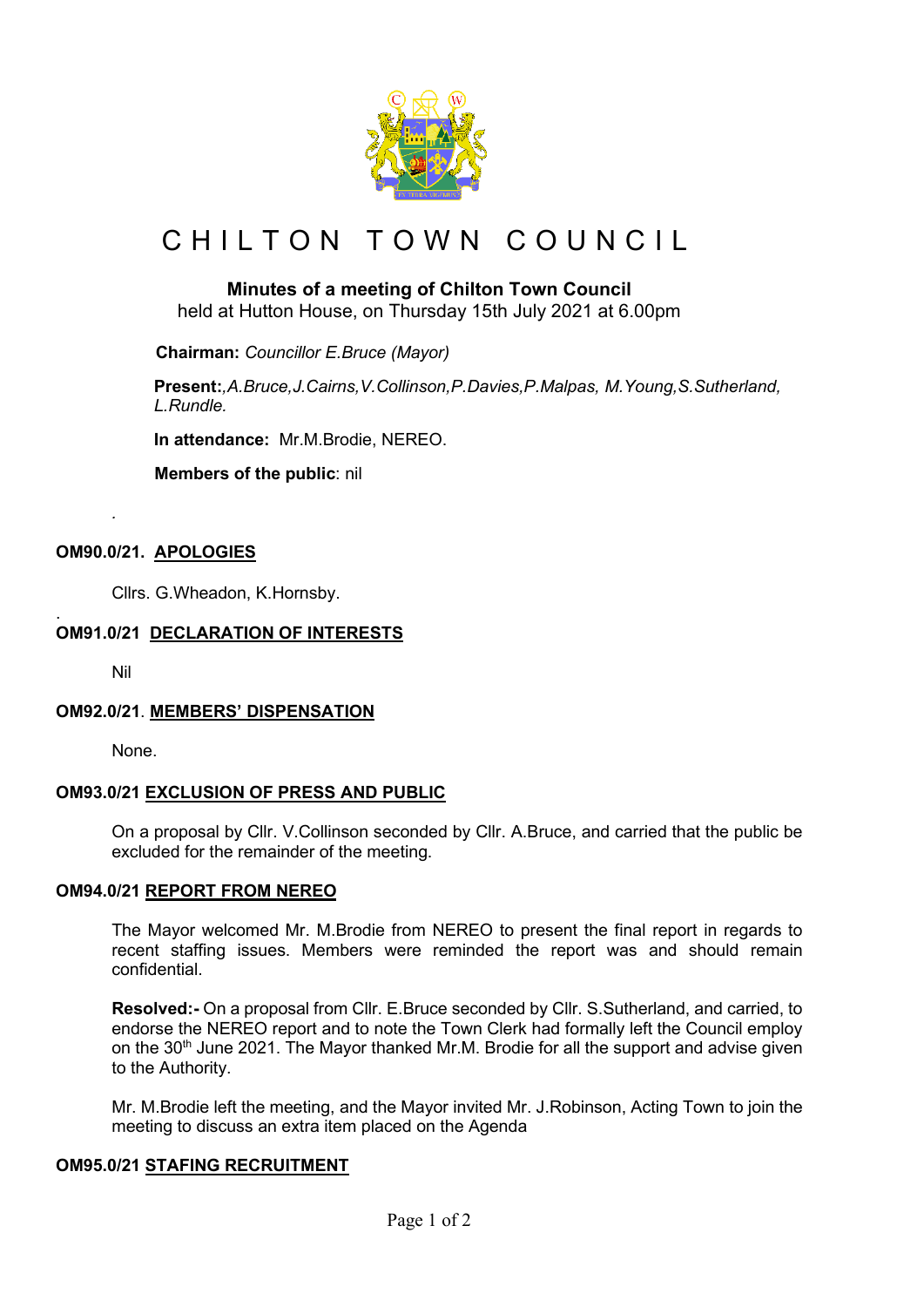# CHILTON TOWN COUNCIL

**Minutes of a meeting of Chilton Town Council**
held at Hutton House, on Thursday 15th July 2021 at 6.00pm

**Chairman:** *Councillor E.Bruce (Mayor)*

**Present:***,A.Bruce,J.Cairns,V.Collinson,P.Davies,P.Malpas, M.Young,S.Sutherland, L.Rundle.*

**In attendance:** Mr.M.Brodie, NEREO.

**Members of the public**: nil

.

**OM90.0/21. APOLOGIES**

Cllrs. G.Wheadon, K.Hornsby.

.

**OM91.0/21 DECLARATION OF INTERESTS**

Nil

**OM92.0/21. MEMBERS' DISPENSATION**

None.

**OM93.0/21 EXCLUSION OF PRESS AND PUBLIC**

On a proposal by Cllr. V.Collinson seconded by Cllr. A.Bruce, and carried that the public be excluded for the remainder of the meeting.

**OM94.0/21 REPORT FROM NEREO**

The Mayor welcomed Mr. M.Brodie from NEREO to present the final report in regards to recent staffing issues. Members were reminded the report was and should remain confidential.

**Resolved:-** On a proposal from Cllr. E.Bruce seconded by Cllr. S.Sutherland, and carried, to endorse the NEREO report and to note the Town Clerk had formally left the Council employ on the 30th June 2021. The Mayor thanked Mr.M. Brodie for all the support and advise given to the Authority.

Mr. M.Brodie left the meeting, and the Mayor invited Mr. J.Robinson, Acting Town to join the meeting to discuss an extra item placed on the Agenda

**OM95.0/21 STAFING RECRUITMENT**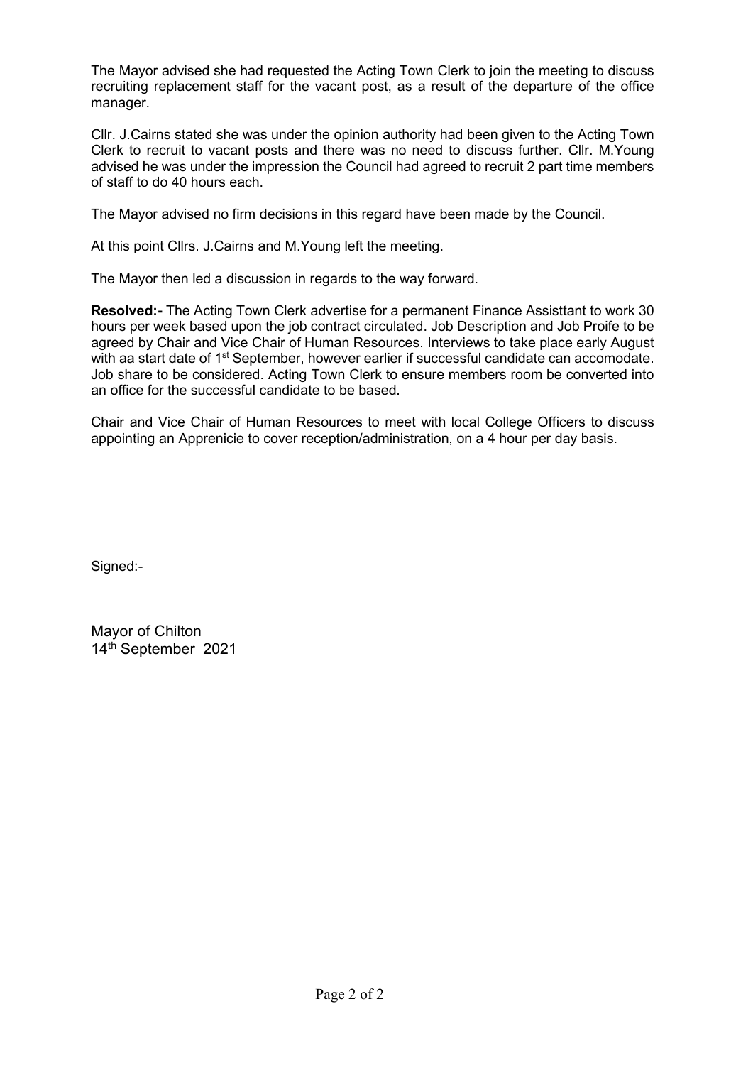The Mayor advised she had requested the Acting Town Clerk to join the meeting to discuss recruiting replacement staff for the vacant post, as a result of the departure of the office manager.

Cllr. J.Cairns stated she was under the opinion authority had been given to the Acting Town Clerk to recruit to vacant posts and there was no need to discuss further. Cllr. M.Young advised he was under the impression the Council had agreed to recruit 2 part time members of staff to do 40 hours each.

The Mayor advised no firm decisions in this regard have been made by the Council.

At this point Cllrs. J.Cairns and M.Young left the meeting.

The Mayor then led a discussion in regards to the way forward.

**Resolved:-** The Acting Town Clerk advertise for a permanent Finance Assisttant to work 30 hours per week based upon the job contract circulated. Job Description and Job Proife to be agreed by Chair and Vice Chair of Human Resources. Interviews to take place early August with aa start date of 1st September, however earlier if successful candidate can accomodate. Job share to be considered. Acting Town Clerk to ensure members room be converted into an office for the successful candidate to be based.

Chair and Vice Chair of Human Resources to meet with local College Officers to discuss appointing an Apprenicie to cover reception/administration, on a 4 hour per day basis.

Signed:-

Mayor of Chilton
14th September 2021